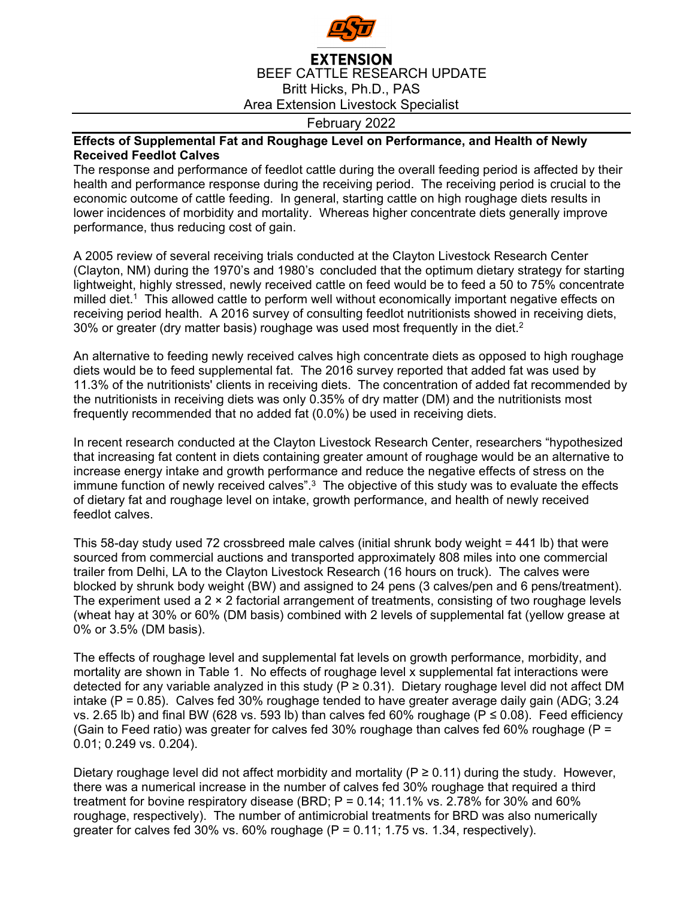**EXTENSION**

BEEF CATTLE RESEARCH UPDATE

Britt Hicks, Ph.D., PAS

Area Extension Livestock Specialist

February 2022

**Effects of Supplemental Fat and Roughage Level on Performance, and Health of Newly Received Feedlot Calves**

The response and performance of feedlot cattle during the overall feeding period is affected by their health and performance response during the receiving period. The receiving period is crucial to the economic outcome of cattle feeding. In general, starting cattle on high roughage diets results in lower incidences of morbidity and mortality. Whereas higher concentrate diets generally improve performance, thus reducing cost of gain.

A 2005 review of several receiving trials conducted at the Clayton Livestock Research Center (Clayton, NM) during the 1970's and 1980's concluded that the optimum dietary strategy for starting lightweight, highly stressed, newly received cattle on feed would be to feed a 50 to 75% concentrate milled diet.[1] This allowed cattle to perform well without economically important negative effects on receiving period health. A 2016 survey of consulting feedlot nutritionists showed in receiving diets, 30% or greater (dry matter basis) roughage was used most frequently in the diet.[2]

An alternative to feeding newly received calves high concentrate diets as opposed to high roughage diets would be to feed supplemental fat. The 2016 survey reported that added fat was used by 11.3% of the nutritionists' clients in receiving diets. The concentration of added fat recommended by the nutritionists in receiving diets was only 0.35% of dry matter (DM) and the nutritionists most frequently recommended that no added fat (0.0%) be used in receiving diets.

In recent research conducted at the Clayton Livestock Research Center, researchers "hypothesized that increasing fat content in diets containing greater amount of roughage would be an alternative to increase energy intake and growth performance and reduce the negative effects of stress on the immune function of newly received calves".[3] The objective of this study was to evaluate the effects of dietary fat and roughage level on intake, growth performance, and health of newly received feedlot calves.

This 58-day study used 72 crossbreed male calves (initial shrunk body weight = 441 lb) that were sourced from commercial auctions and transported approximately 808 miles into one commercial trailer from Delhi, LA to the Clayton Livestock Research (16 hours on truck). The calves were blocked by shrunk body weight (BW) and assigned to 24 pens (3 calves/pen and 6 pens/treatment). The experiment used a 2 × 2 factorial arrangement of treatments, consisting of two roughage levels (wheat hay at 30% or 60% (DM basis) combined with 2 levels of supplemental fat (yellow grease at 0% or 3.5% (DM basis).

The effects of roughage level and supplemental fat levels on growth performance, morbidity, and mortality are shown in Table 1. No effects of roughage level x supplemental fat interactions were detected for any variable analyzed in this study ($P \geq 0.31$). Dietary roughage level did not affect DM intake ($P = 0.85$). Calves fed 30% roughage tended to have greater average daily gain (ADG; 3.24 vs. 2.65 lb) and final BW (628 vs. 593 lb) than calves fed 60% roughage ($P \leq 0.08$). Feed efficiency (Gain to Feed ratio) was greater for calves fed 30% roughage than calves fed 60% roughage ($P = 0.01$; 0.249 vs. 0.204).

Dietary roughage level did not affect morbidity and mortality ($P \geq 0.11$) during the study. However, there was a numerical increase in the number of calves fed 30% roughage that required a third treatment for bovine respiratory disease (BRD; $P = 0.14$; 11.1% vs. 2.78% for 30% and 60% roughage, respectively). The number of antimicrobial treatments for BRD was also numerically greater for calves fed 30% vs. 60% roughage ($P = 0.11$; 1.75 vs. 1.34, respectively).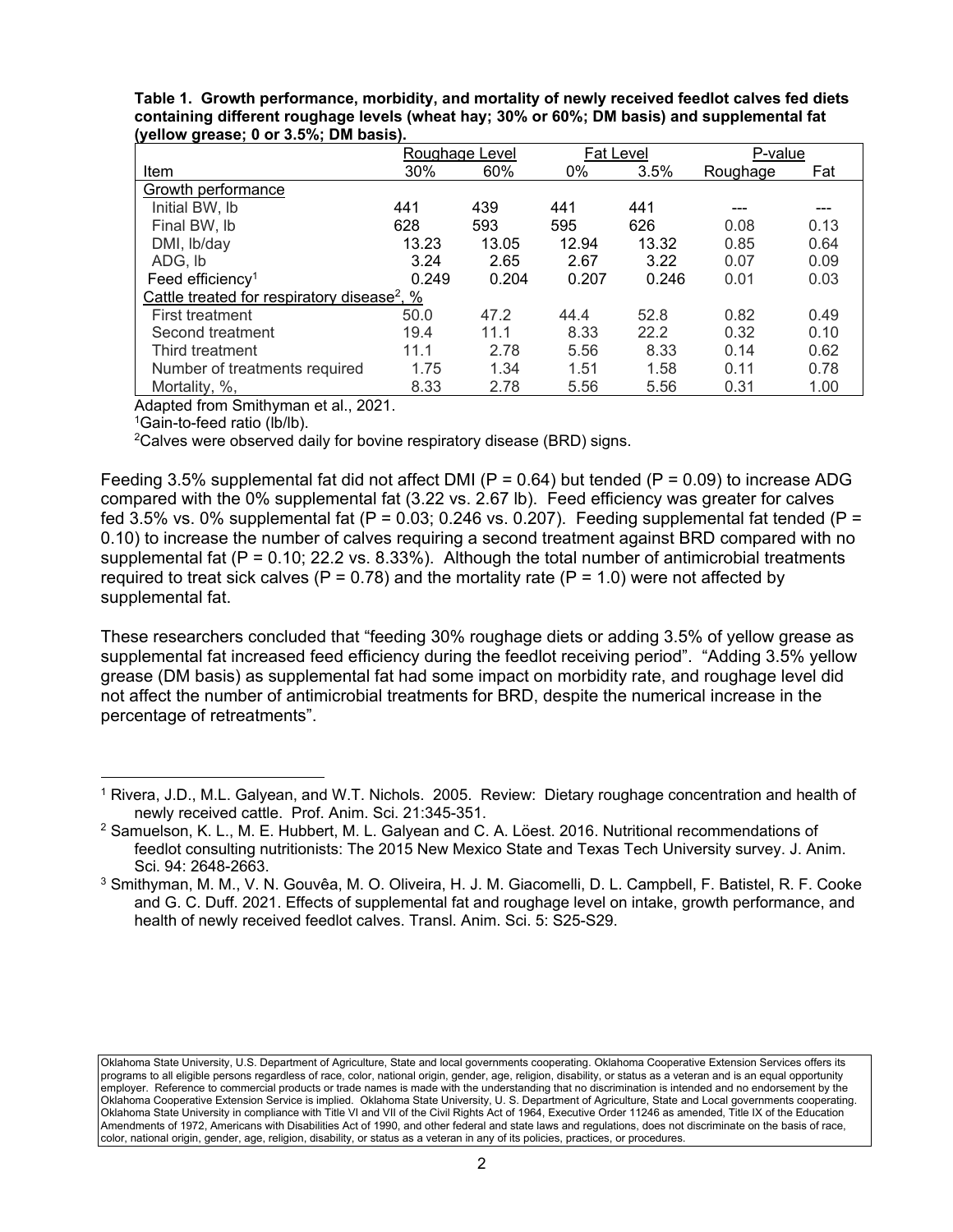**Table 1. Growth performance, morbidity, and mortality of newly received feedlot calves fed diets containing different roughage levels (wheat hay; 30% or 60%; DM basis) and supplemental fat (yellow grease; 0 or 3.5%; DM basis).**

| | Roughage Level | | Fat Level | | P-value | |
|---|---|---|---|---|---|---|
| Item | 30% | 60% | 0% | 3.5% | Roughage | Fat |
| Growth performance | | | | | | |
| Initial BW, lb | 441 | 439 | 441 | 441 | --- | --- |
| Final BW, lb | 628 | 593 | 595 | 626 | 0.08 | 0.13 |
| DMI, lb/day | 13.23 | 13.05 | 12.94 | 13.32 | 0.85 | 0.64 |
| ADG, lb | 3.24 | 2.65 | 2.67 | 3.22 | 0.07 | 0.09 |
| Feed efficiency[1] | 0.249 | 0.204 | 0.207 | 0.246 | 0.01 | 0.03 |
| Cattle treated for respiratory disease[2], % | | | | | | |
| First treatment | 50.0 | 47.2 | 44.4 | 52.8 | 0.82 | 0.49 |
| Second treatment | 19.4 | 11.1 | 8.33 | 22.2 | 0.32 | 0.10 |
| Third treatment | 11.1 | 2.78 | 5.56 | 8.33 | 0.14 | 0.62 |
| Number of treatments required | 1.75 | 1.34 | 1.51 | 1.58 | 0.11 | 0.78 |
| Mortality, %, | 8.33 | 2.78 | 5.56 | 5.56 | 0.31 | 1.00 |

Adapted from Smithyman et al., 2021.

[1]Gain-to-feed ratio (lb/lb).

[2]Calves were observed daily for bovine respiratory disease (BRD) signs.

Feeding 3.5% supplemental fat did not affect DMI ($P = 0.64$) but tended ($P = 0.09$) to increase ADG compared with the 0% supplemental fat (3.22 vs. 2.67 lb). Feed efficiency was greater for calves fed 3.5% vs. 0% supplemental fat ($P = 0.03$; 0.246 vs. 0.207). Feeding supplemental fat tended ($P = 0.10$) to increase the number of calves requiring a second treatment against BRD compared with no supplemental fat ($P = 0.10$; 22.2 vs. 8.33%). Although the total number of antimicrobial treatments required to treat sick calves ($P = 0.78$) and the mortality rate ($P = 1.0$) were not affected by supplemental fat.

These researchers concluded that "feeding 30% roughage diets or adding 3.5% of yellow grease as supplemental fat increased feed efficiency during the feedlot receiving period". "Adding 3.5% yellow grease (DM basis) as supplemental fat had some impact on morbidity rate, and roughage level did not affect the number of antimicrobial treatments for BRD, despite the numerical increase in the percentage of retreatments".

---

[1] Rivera, J.D., M.L. Galyean, and W.T. Nichols. 2005. Review: Dietary roughage concentration and health of newly received cattle. Prof. Anim. Sci. 21:345-351.

[2] Samuelson, K. L., M. E. Hubbert, M. L. Galyean and C. A. Löest. 2016. Nutritional recommendations of feedlot consulting nutritionists: The 2015 New Mexico State and Texas Tech University survey. J. Anim. Sci. 94: 2648-2663.

[3] Smithyman, M. M., V. N. Gouvêa, M. O. Oliveira, H. J. M. Giacomelli, D. L. Campbell, F. Batistel, R. F. Cooke and G. C. Duff. 2021. Effects of supplemental fat and roughage level on intake, growth performance, and health of newly received feedlot calves. Transl. Anim. Sci. 5: S25-S29.

Oklahoma State University, U.S. Department of Agriculture, State and local governments cooperating. Oklahoma Cooperative Extension Services offers its programs to all eligible persons regardless of race, color, national origin, gender, age, religion, disability, or status as a veteran and is an equal opportunity employer. Reference to commercial products or trade names is made with the understanding that no discrimination is intended and no endorsement by the Oklahoma Cooperative Extension Service is implied. Oklahoma State University, U. S. Department of Agriculture, State and Local governments cooperating. Oklahoma State University in compliance with Title VI and VII of the Civil Rights Act of 1964, Executive Order 11246 as amended, Title IX of the Education Amendments of 1972, Americans with Disabilities Act of 1990, and other federal and state laws and regulations, does not discriminate on the basis of race, color, national origin, gender, age, religion, disability, or status as a veteran in any of its policies, practices, or procedures.